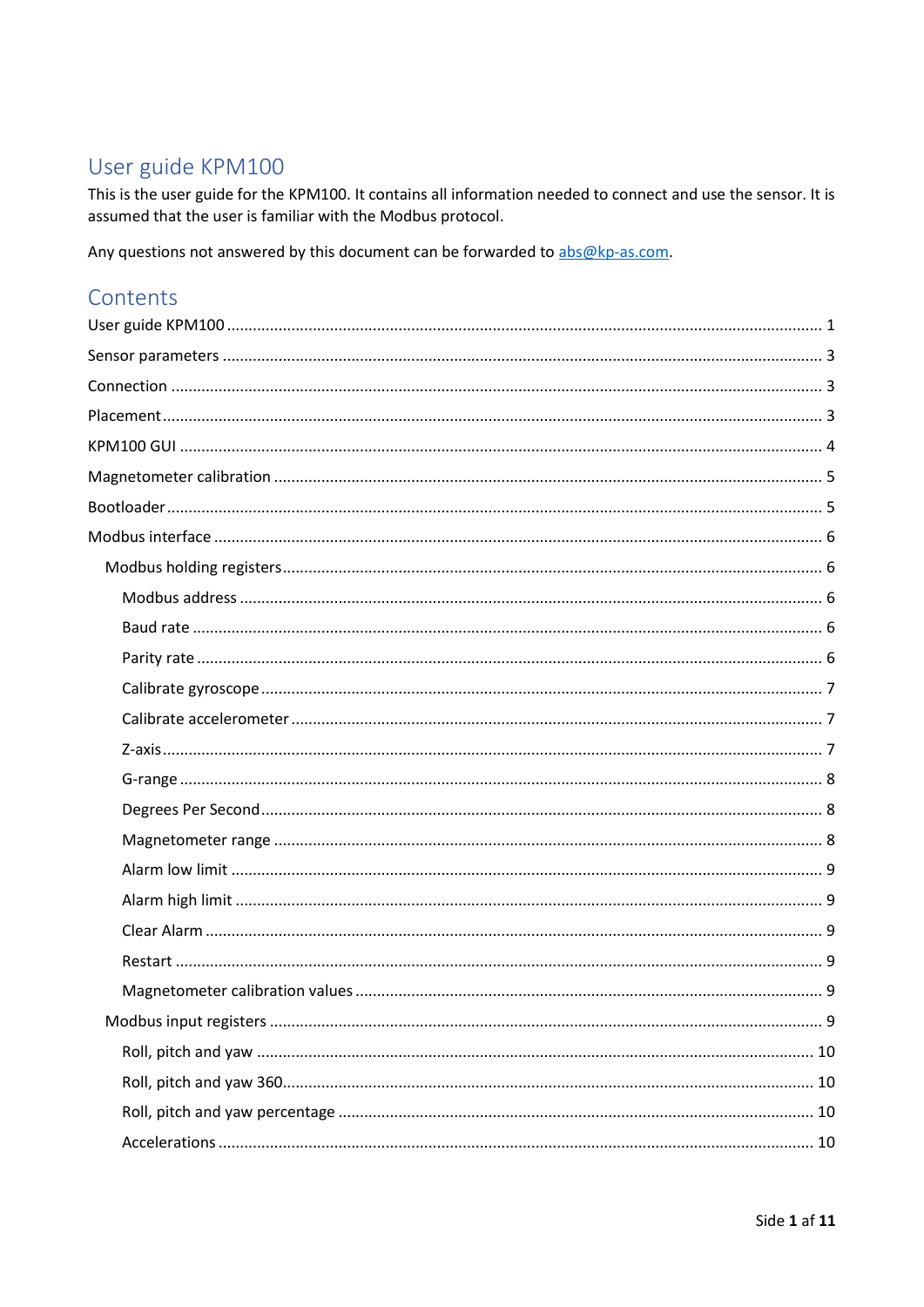# User guide KPM100

This is the user guide for the KPM100. It contains all information needed to connect and use the sensor. It is assumed that the user is familiar with the Modbus protocol.

Any questions not answered by this document can be forwarded to abs@kp-as.com.

## Contents

User guide KPM100 .......... 1

Sensor parameters .......... 3

Connection .......... 3

Placement .......... 3

KPM100 GUI .......... 4

Magnetometer calibration .......... 5

Bootloader .......... 5

Modbus interface .......... 6

- Modbus holding registers .......... 6
  - Modbus address .......... 6
  - Baud rate .......... 6
  - Parity rate .......... 6
  - Calibrate gyroscope .......... 7
  - Calibrate accelerometer .......... 7
  - Z-axis .......... 7
  - G-range .......... 8
  - Degrees Per Second .......... 8
  - Magnetometer range .......... 8
  - Alarm low limit .......... 9
  - Alarm high limit .......... 9
  - Clear Alarm .......... 9
  - Restart .......... 9
  - Magnetometer calibration values .......... 9
- Modbus input registers .......... 9
  - Roll, pitch and yaw .......... 10
  - Roll, pitch and yaw 360 .......... 10
  - Roll, pitch and yaw percentage .......... 10
  - Accelerations .......... 10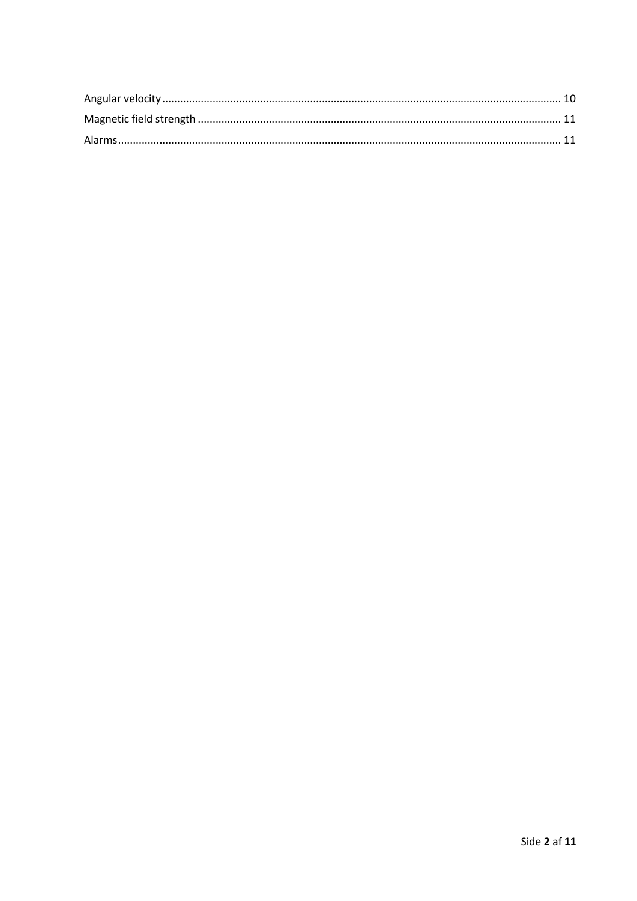Angular velocity ........................................................................................................................................ 10
Magnetic field strength ............................................................................................................................ 11
Alarms......................................................................................................................................................... 11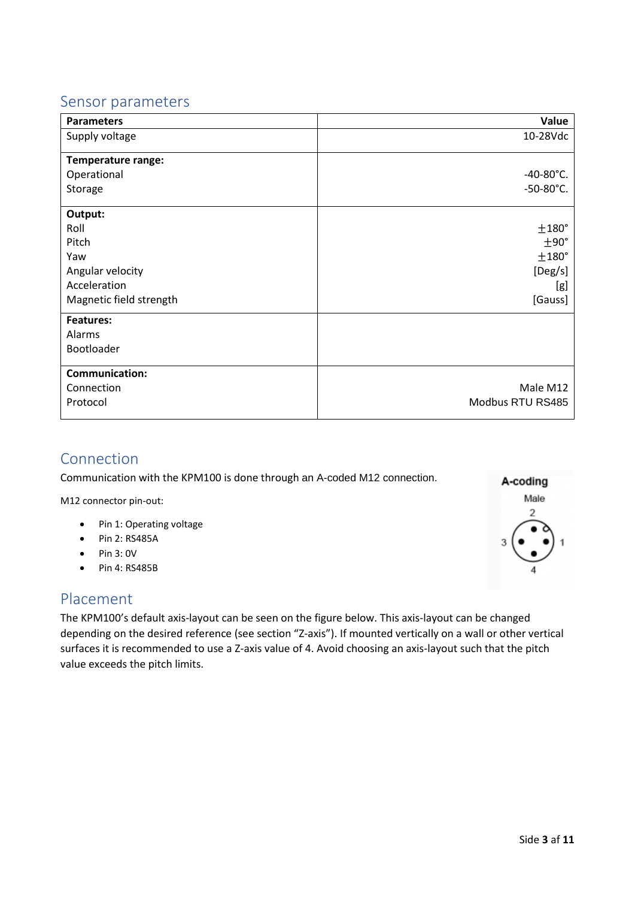## Sensor parameters

| Parameters | Value |
|---|---|
| Supply voltage | 10-28Vdc |
| **Temperature range:**<br>Operational<br>Storage | <br>-40-80°C.<br>-50-80°C. |
| **Output:**<br>Roll<br>Pitch<br>Yaw<br>Angular velocity<br>Acceleration<br>Magnetic field strength | <br>±180°<br>±90°<br>±180°<br>[Deg/s]<br>[g]<br>[Gauss] |
| **Features:**<br>Alarms<br>Bootloader | |
| **Communication:**<br>Connection<br>Protocol | <br>Male M12<br>Modbus RTU RS485 |

## Connection

Communication with the KPM100 is done through an A-coded M12 connection.

M12 connector pin-out:

- Pin 1: Operating voltage
- Pin 2: RS485A
- Pin 3: 0V
- Pin 4: RS485B

A-coding

Male

## Placement

The KPM100's default axis-layout can be seen on the figure below. This axis-layout can be changed depending on the desired reference (see section "Z-axis"). If mounted vertically on a wall or other vertical surfaces it is recommended to use a Z-axis value of 4. Avoid choosing an axis-layout such that the pitch value exceeds the pitch limits.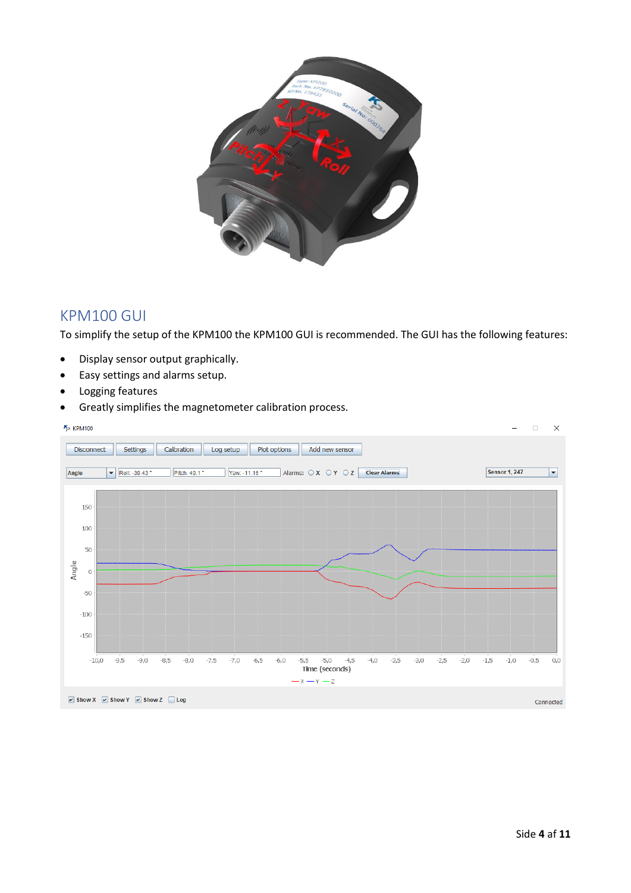## KPM100 GUI

To simplify the setup of the KPM100 the KPM100 GUI is recommended. The GUI has the following features:

- Display sensor output graphically.
- Easy settings and alarms setup.
- Logging features
- Greatly simplifies the magnetometer calibration process.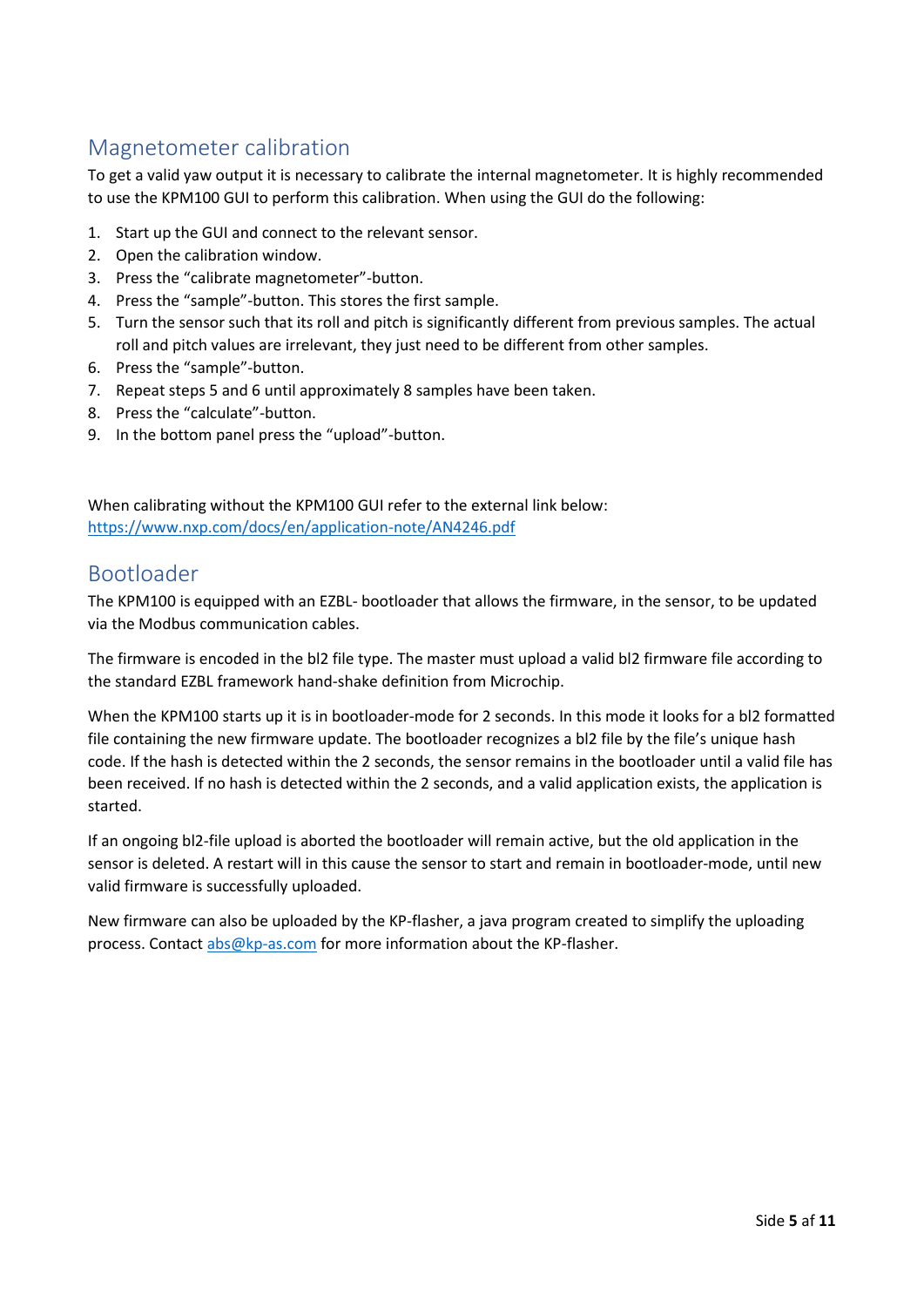## Magnetometer calibration

To get a valid yaw output it is necessary to calibrate the internal magnetometer. It is highly recommended to use the KPM100 GUI to perform this calibration. When using the GUI do the following:

1. Start up the GUI and connect to the relevant sensor.
2. Open the calibration window.
3. Press the "calibrate magnetometer"-button.
4. Press the "sample"-button. This stores the first sample.
5. Turn the sensor such that its roll and pitch is significantly different from previous samples. The actual roll and pitch values are irrelevant, they just need to be different from other samples.
6. Press the "sample"-button.
7. Repeat steps 5 and 6 until approximately 8 samples have been taken.
8. Press the "calculate"-button.
9. In the bottom panel press the "upload"-button.

When calibrating without the KPM100 GUI refer to the external link below:
https://www.nxp.com/docs/en/application-note/AN4246.pdf

## Bootloader

The KPM100 is equipped with an EZBL- bootloader that allows the firmware, in the sensor, to be updated via the Modbus communication cables.

The firmware is encoded in the bl2 file type. The master must upload a valid bl2 firmware file according to the standard EZBL framework hand-shake definition from Microchip.

When the KPM100 starts up it is in bootloader-mode for 2 seconds. In this mode it looks for a bl2 formatted file containing the new firmware update. The bootloader recognizes a bl2 file by the file's unique hash code. If the hash is detected within the 2 seconds, the sensor remains in the bootloader until a valid file has been received. If no hash is detected within the 2 seconds, and a valid application exists, the application is started.

If an ongoing bl2-file upload is aborted the bootloader will remain active, but the old application in the sensor is deleted. A restart will in this cause the sensor to start and remain in bootloader-mode, until new valid firmware is successfully uploaded.

New firmware can also be uploaded by the KP-flasher, a java program created to simplify the uploading process. Contact abs@kp-as.com for more information about the KP-flasher.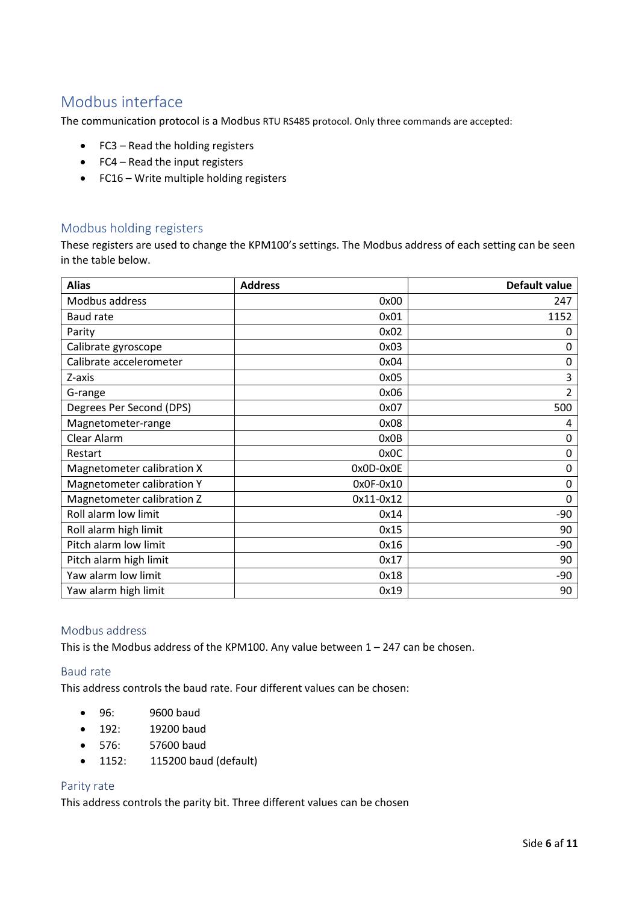## Modbus interface

The communication protocol is a Modbus RTU RS485 protocol. Only three commands are accepted:

- FC3 – Read the holding registers
- FC4 – Read the input registers
- FC16 – Write multiple holding registers

### Modbus holding registers

These registers are used to change the KPM100's settings. The Modbus address of each setting can be seen in the table below.

| Alias | Address | Default value |
|---|---:|---:|
| Modbus address | 0x00 | 247 |
| Baud rate | 0x01 | 1152 |
| Parity | 0x02 | 0 |
| Calibrate gyroscope | 0x03 | 0 |
| Calibrate accelerometer | 0x04 | 0 |
| Z-axis | 0x05 | 3 |
| G-range | 0x06 | 2 |
| Degrees Per Second (DPS) | 0x07 | 500 |
| Magnetometer-range | 0x08 | 4 |
| Clear Alarm | 0x0B | 0 |
| Restart | 0x0C | 0 |
| Magnetometer calibration X | 0x0D-0x0E | 0 |
| Magnetometer calibration Y | 0x0F-0x10 | 0 |
| Magnetometer calibration Z | 0x11-0x12 | 0 |
| Roll alarm low limit | 0x14 | -90 |
| Roll alarm high limit | 0x15 | 90 |
| Pitch alarm low limit | 0x16 | -90 |
| Pitch alarm high limit | 0x17 | 90 |
| Yaw alarm low limit | 0x18 | -90 |
| Yaw alarm high limit | 0x19 | 90 |

### Modbus address

This is the Modbus address of the KPM100. Any value between 1 – 247 can be chosen.

### Baud rate

This address controls the baud rate. Four different values can be chosen:

- 96: 9600 baud
- 192: 19200 baud
- 576: 57600 baud
- 1152: 115200 baud (default)

### Parity rate

This address controls the parity bit. Three different values can be chosen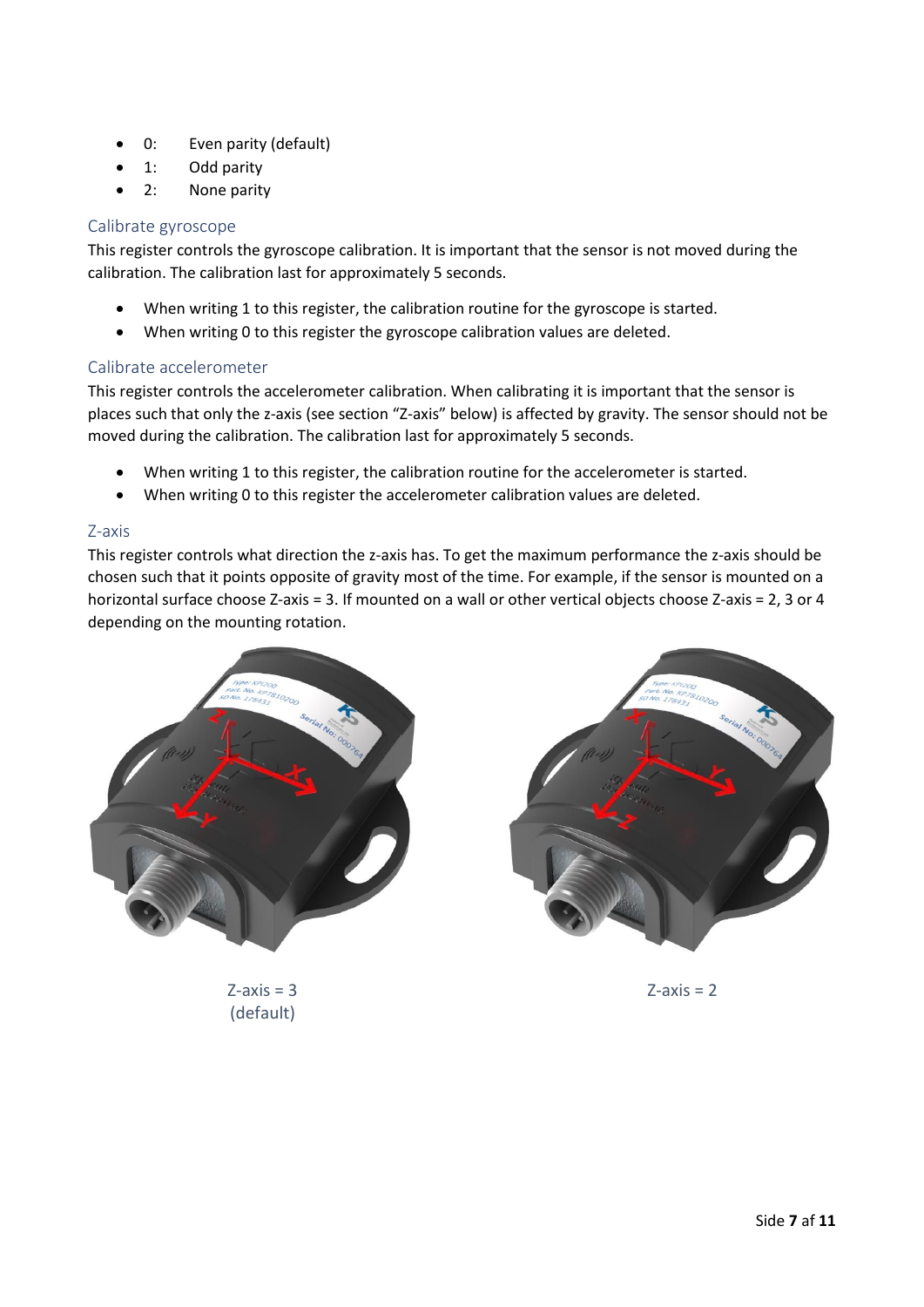- 0: Even parity (default)
- 1: Odd parity
- 2: None parity

### Calibrate gyroscope

This register controls the gyroscope calibration. It is important that the sensor is not moved during the calibration. The calibration last for approximately 5 seconds.

- When writing 1 to this register, the calibration routine for the gyroscope is started.
- When writing 0 to this register the gyroscope calibration values are deleted.

### Calibrate accelerometer

This register controls the accelerometer calibration. When calibrating it is important that the sensor is places such that only the z-axis (see section "Z-axis" below) is affected by gravity. The sensor should not be moved during the calibration. The calibration last for approximately 5 seconds.

- When writing 1 to this register, the calibration routine for the accelerometer is started.
- When writing 0 to this register the accelerometer calibration values are deleted.

### Z-axis

This register controls what direction the z-axis has. To get the maximum performance the z-axis should be chosen such that it points opposite of gravity most of the time. For example, if the sensor is mounted on a horizontal surface choose Z-axis = 3. If mounted on a wall or other vertical objects choose Z-axis = 2, 3 or 4 depending on the mounting rotation.

Z-axis = 3 (default)

Z-axis = 2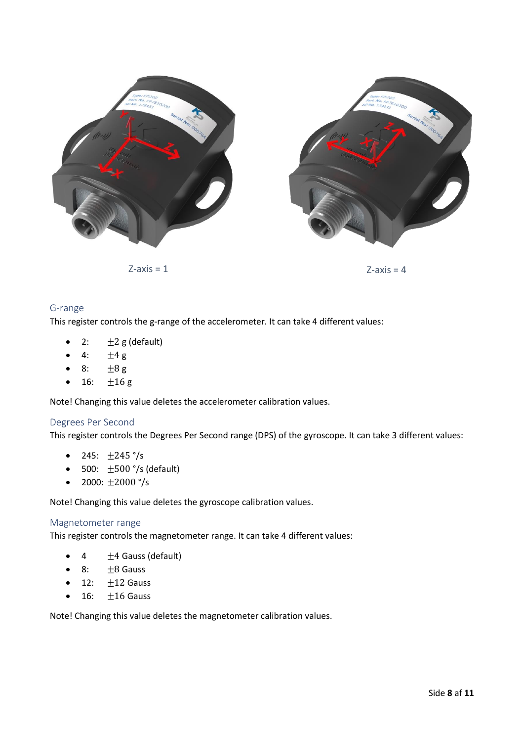Z-axis = 1

Z-axis = 4

### G-range

This register controls the g-range of the accelerometer. It can take 4 different values:

- 2: $\pm 2$ g (default)
- 4: $\pm 4$ g
- 8: $\pm 8$ g
- 16: $\pm 16$ g

Note! Changing this value deletes the accelerometer calibration values.

### Degrees Per Second

This register controls the Degrees Per Second range (DPS) of the gyroscope. It can take 3 different values:

- 245: $\pm 245$ °/s
- 500: $\pm 500$ °/s (default)
- 2000: $\pm 2000$ °/s

Note! Changing this value deletes the gyroscope calibration values.

### Magnetometer range

This register controls the magnetometer range. It can take 4 different values:

- 4 $\pm 4$ Gauss (default)
- 8: $\pm 8$ Gauss
- 12: $\pm 12$ Gauss
- 16: $\pm 16$ Gauss

Note! Changing this value deletes the magnetometer calibration values.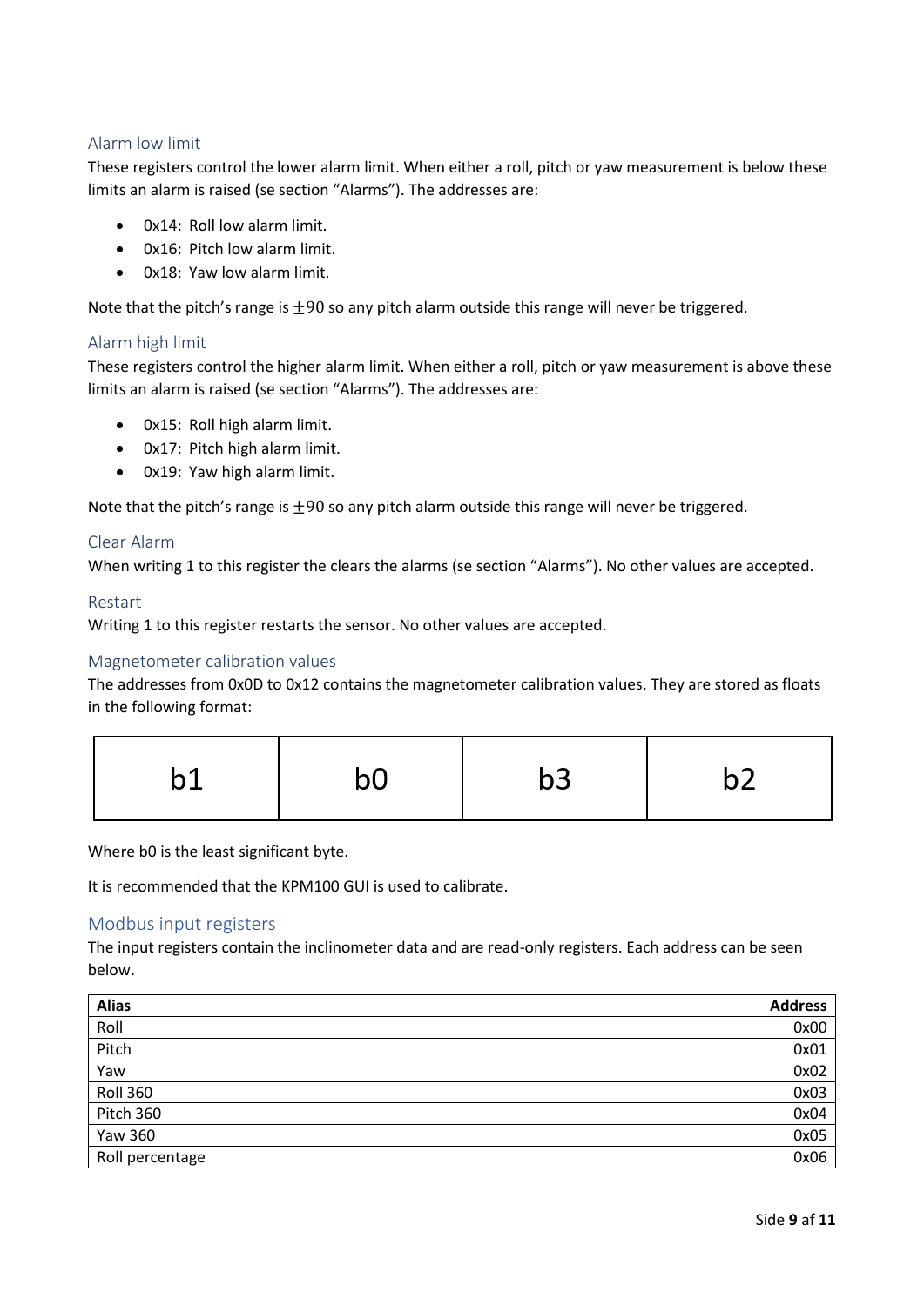### Alarm low limit

These registers control the lower alarm limit. When either a roll, pitch or yaw measurement is below these limits an alarm is raised (se section "Alarms"). The addresses are:

- 0x14: Roll low alarm limit.
- 0x16: Pitch low alarm limit.
- 0x18: Yaw low alarm limit.

Note that the pitch's range is $\pm 90$ so any pitch alarm outside this range will never be triggered.

### Alarm high limit

These registers control the higher alarm limit. When either a roll, pitch or yaw measurement is above these limits an alarm is raised (se section "Alarms"). The addresses are:

- 0x15: Roll high alarm limit.
- 0x17: Pitch high alarm limit.
- 0x19: Yaw high alarm limit.

Note that the pitch's range is $\pm 90$ so any pitch alarm outside this range will never be triggered.

### Clear Alarm

When writing 1 to this register the clears the alarms (se section "Alarms"). No other values are accepted.

### Restart

Writing 1 to this register restarts the sensor. No other values are accepted.

### Magnetometer calibration values

The addresses from 0x0D to 0x12 contains the magnetometer calibration values. They are stored as floats in the following format:

| b1 | b0 | b3 | b2 |
|---|---|---|---|

Where b0 is the least significant byte.

It is recommended that the KPM100 GUI is used to calibrate.

## Modbus input registers

The input registers contain the inclinometer data and are read-only registers. Each address can be seen below.

| Alias | Address |
|---|---:|
| Roll | 0x00 |
| Pitch | 0x01 |
| Yaw | 0x02 |
| Roll 360 | 0x03 |
| Pitch 360 | 0x04 |
| Yaw 360 | 0x05 |
| Roll percentage | 0x06 |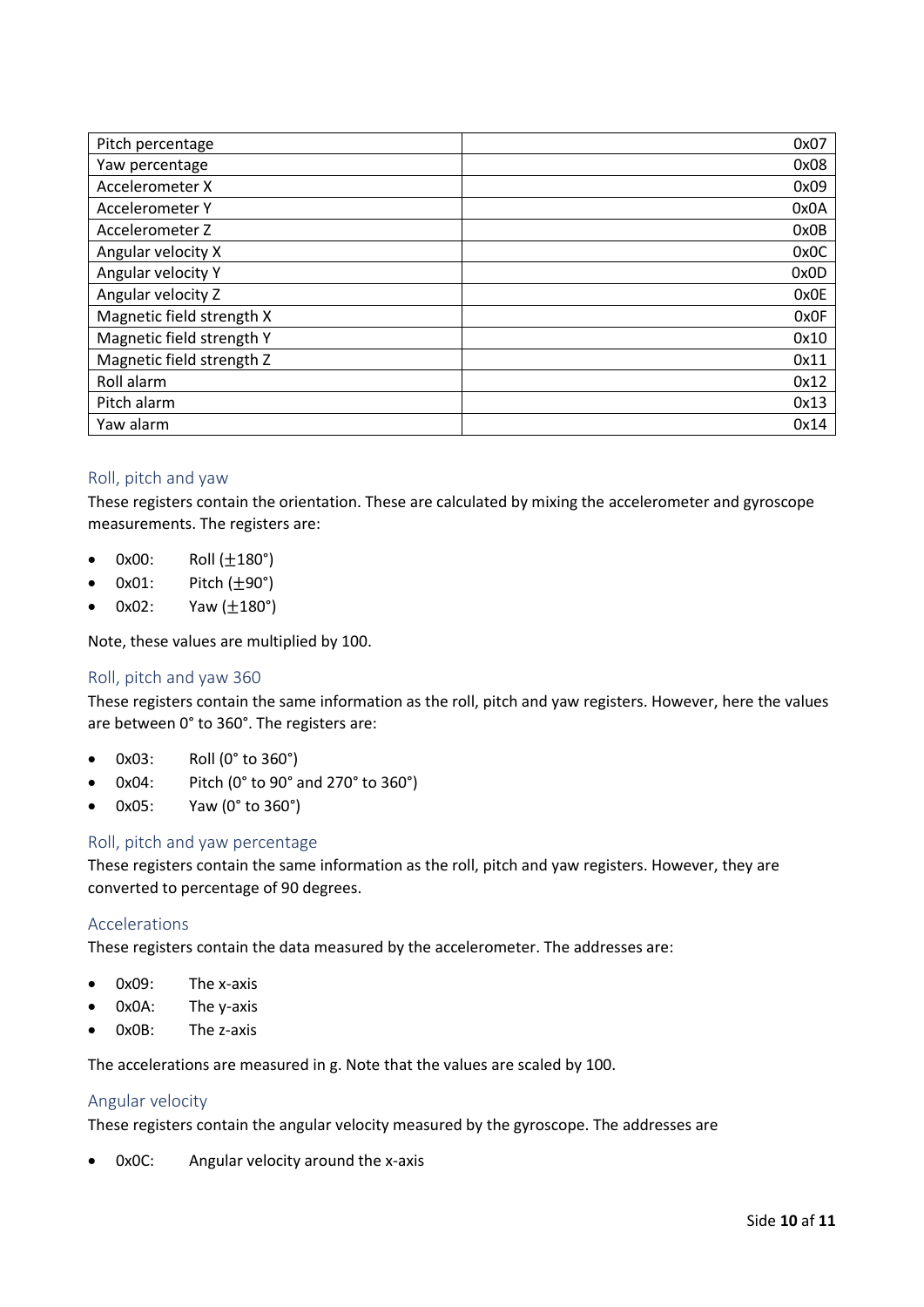| | |
|---|---|
| Pitch percentage | 0x07 |
| Yaw percentage | 0x08 |
| Accelerometer X | 0x09 |
| Accelerometer Y | 0x0A |
| Accelerometer Z | 0x0B |
| Angular velocity X | 0x0C |
| Angular velocity Y | 0x0D |
| Angular velocity Z | 0x0E |
| Magnetic field strength X | 0x0F |
| Magnetic field strength Y | 0x10 |
| Magnetic field strength Z | 0x11 |
| Roll alarm | 0x12 |
| Pitch alarm | 0x13 |
| Yaw alarm | 0x14 |

## Roll, pitch and yaw

These registers contain the orientation. These are calculated by mixing the accelerometer and gyroscope measurements. The registers are:

- 0x00: Roll ($\pm$180°)
- 0x01: Pitch ($\pm$90°)
- 0x02: Yaw ($\pm$180°)

Note, these values are multiplied by 100.

## Roll, pitch and yaw 360

These registers contain the same information as the roll, pitch and yaw registers. However, here the values are between 0° to 360°. The registers are:

- 0x03: Roll (0° to 360°)
- 0x04: Pitch (0° to 90° and 270° to 360°)
- 0x05: Yaw (0° to 360°)

## Roll, pitch and yaw percentage

These registers contain the same information as the roll, pitch and yaw registers. However, they are converted to percentage of 90 degrees.

## Accelerations

These registers contain the data measured by the accelerometer. The addresses are:

- 0x09: The x-axis
- 0x0A: The y-axis
- 0x0B: The z-axis

The accelerations are measured in g. Note that the values are scaled by 100.

## Angular velocity

These registers contain the angular velocity measured by the gyroscope. The addresses are

- 0x0C: Angular velocity around the x-axis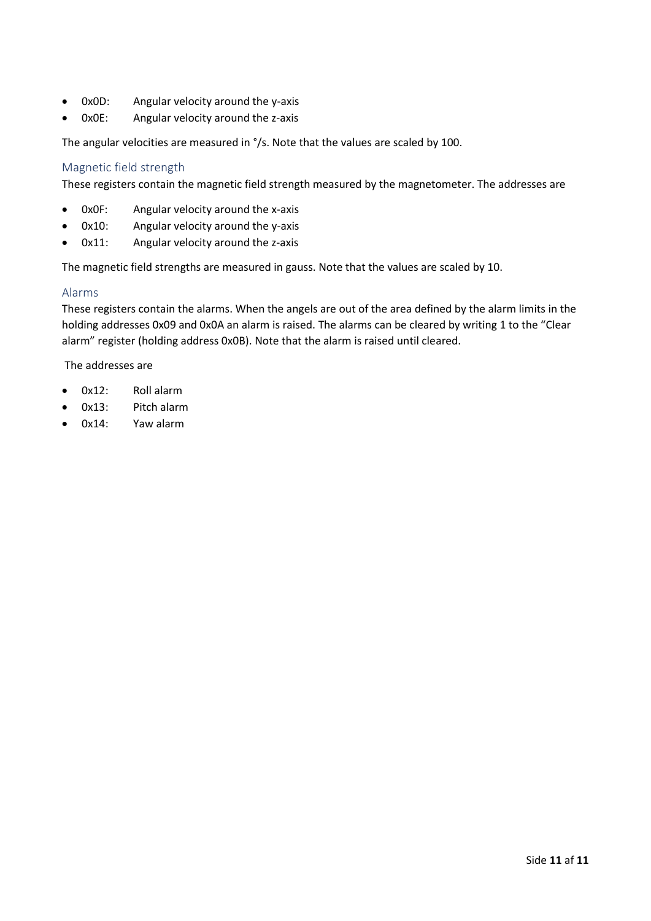- 0x0D: Angular velocity around the y-axis
- 0x0E: Angular velocity around the z-axis

The angular velocities are measured in °/s. Note that the values are scaled by 100.

### Magnetic field strength

These registers contain the magnetic field strength measured by the magnetometer. The addresses are

- 0x0F: Angular velocity around the x-axis
- 0x10: Angular velocity around the y-axis
- 0x11: Angular velocity around the z-axis

The magnetic field strengths are measured in gauss. Note that the values are scaled by 10.

### Alarms

These registers contain the alarms. When the angels are out of the area defined by the alarm limits in the holding addresses 0x09 and 0x0A an alarm is raised. The alarms can be cleared by writing 1 to the "Clear alarm" register (holding address 0x0B). Note that the alarm is raised until cleared.

The addresses are

- 0x12: Roll alarm
- 0x13: Pitch alarm
- 0x14: Yaw alarm